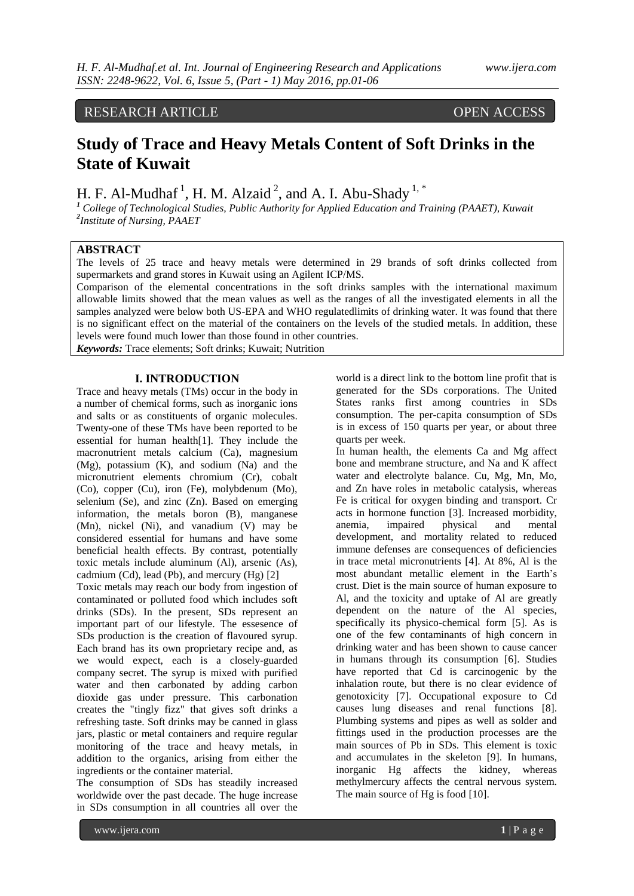RESEARCH ARTICLE OPEN ACCESS

# Study of Trace and Heavy Metals Content of Soft Drinks in the State of Kuwait

H. F. Al-Mudhaf [1], H. M. Alzaid [2], and A. I. Abu-Shady [1, *]

[1] College of Technological Studies, Public Authority for Applied Education and Training (PAAET), Kuwait
[2] Institute of Nursing, PAAET

## ABSTRACT

The levels of 25 trace and heavy metals were determined in 29 brands of soft drinks collected from supermarkets and grand stores in Kuwait using an Agilent ICP/MS.

Comparison of the elemental concentrations in the soft drinks samples with the international maximum allowable limits showed that the mean values as well as the ranges of all the investigated elements in all the samples analyzed were below both US-EPA and WHO regulatedlimits of drinking water. It was found that there is no significant effect on the material of the containers on the levels of the studied metals. In addition, these levels were found much lower than those found in other countries.

***Keywords:*** Trace elements; Soft drinks; Kuwait; Nutrition

## I. INTRODUCTION

Trace and heavy metals (TMs) occur in the body in a number of chemical forms, such as inorganic ions and salts or as constituents of organic molecules. Twenty-one of these TMs have been reported to be essential for human health[1]. They include the macronutrient metals calcium (Ca), magnesium (Mg), potassium (K), and sodium (Na) and the micronutrient elements chromium (Cr), cobalt (Co), copper (Cu), iron (Fe), molybdenum (Mo), selenium (Se), and zinc (Zn). Based on emerging information, the metals boron (B), manganese (Mn), nickel (Ni), and vanadium (V) may be considered essential for humans and have some beneficial health effects. By contrast, potentially toxic metals include aluminum (Al), arsenic (As), cadmium (Cd), lead (Pb), and mercury (Hg) [2]

Toxic metals may reach our body from ingestion of contaminated or polluted food which includes soft drinks (SDs). In the present, SDs represent an important part of our lifestyle. The essesence of SDs production is the creation of flavoured syrup. Each brand has its own proprietary recipe and, as we would expect, each is a closely-guarded company secret. The syrup is mixed with purified water and then carbonated by adding carbon dioxide gas under pressure. This carbonation creates the "tingly fizz" that gives soft drinks a refreshing taste. Soft drinks may be canned in glass jars, plastic or metal containers and require regular monitoring of the trace and heavy metals, in addition to the organics, arising from either the ingredients or the container material.

The consumption of SDs has steadily increased worldwide over the past decade. The huge increase in SDs consumption in all countries all over the world is a direct link to the bottom line profit that is generated for the SDs corporations. The United States ranks first among countries in SDs consumption. The per-capita consumption of SDs is in excess of 150 quarts per year, or about three quarts per week.

In human health, the elements Ca and Mg affect bone and membrane structure, and Na and K affect water and electrolyte balance. Cu, Mg, Mn, Mo, and Zn have roles in metabolic catalysis, whereas Fe is critical for oxygen binding and transport. Cr acts in hormone function [3]. Increased morbidity, anemia, impaired physical and mental development, and mortality related to reduced immune defenses are consequences of deficiencies in trace metal micronutrients [4]. At 8%, Al is the most abundant metallic element in the Earth's crust. Diet is the main source of human exposure to Al, and the toxicity and uptake of Al are greatly dependent on the nature of the Al species, specifically its physico-chemical form [5]. As is one of the few contaminants of high concern in drinking water and has been shown to cause cancer in humans through its consumption [6]. Studies have reported that Cd is carcinogenic by the inhalation route, but there is no clear evidence of genotoxicity [7]. Occupational exposure to Cd causes lung diseases and renal functions [8]. Plumbing systems and pipes as well as solder and fittings used in the production processes are the main sources of Pb in SDs. This element is toxic and accumulates in the skeleton [9]. In humans, inorganic Hg affects the kidney, whereas methylmercury affects the central nervous system. The main source of Hg is food [10].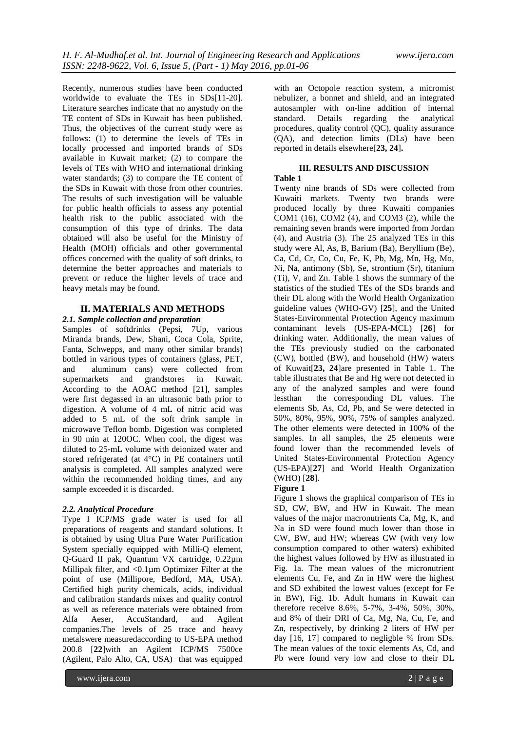Recently, numerous studies have been conducted worldwide to evaluate the TEs in SDs[11-20]. Literature searches indicate that no anystudy on the TE content of SDs in Kuwait has been published. Thus, the objectives of the current study were as follows: (1) to determine the levels of TEs in locally processed and imported brands of SDs available in Kuwait market; (2) to compare the levels of TEs with WHO and international drinking water standards; (3) to compare the TE content of the SDs in Kuwait with those from other countries. The results of such investigation will be valuable for public health officials to assess any potential health risk to the public associated with the consumption of this type of drinks. The data obtained will also be useful for the Ministry of Health (MOH) officials and other governmental offices concerned with the quality of soft drinks, to determine the better approaches and materials to prevent or reduce the higher levels of trace and heavy metals may be found.

## II. MATERIALS AND METHODS

### *2.1. Sample collection and preparation*

Samples of softdrinks (Pepsi, 7Up, various Miranda brands, Dew, Shani, Coca Cola, Sprite, Fanta, Schwepps, and many other similar brands) bottled in various types of containers (glass, PET, and aluminum cans) were collected from supermarkets and grandstores in Kuwait. According to the AOAC method [21], samples were first degassed in an ultrasonic bath prior to digestion. A volume of 4 mL of nitric acid was added to 5 mL of the soft drink sample in microwave Teflon bomb. Digestion was completed in 90 min at 120OC. When cool, the digest was diluted to 25-mL volume with deionized water and stored refrigerated (at 4°C) in PE containers until analysis is completed. All samples analyzed were within the recommended holding times, and any sample exceeded it is discarded.

### *2.2. Analytical Procedure*

Type I ICP/MS grade water is used for all preparations of reagents and standard solutions. It is obtained by using Ultra Pure Water Purification System specially equipped with Milli-Q element, Q-Guard II pak, Quantum VX cartridge, 0.22µm Millipak filter, and <0.1µm Optimizer Filter at the point of use (Millipore, Bedford, MA, USA). Certified high purity chemicals, acids, individual and calibration standards mixes and quality control as well as reference materials were obtained from Alfa Aeser, AccuStandard, and Agilent companies.The levels of 25 trace and heavy metalswere measuredaccording to US-EPA method 200.8 [**22**]with an Agilent ICP/MS 7500ce (Agilent, Palo Alto, CA, USA) that was equipped with an Octopole reaction system, a micromist nebulizer, a bonnet and shield, and an integrated autosampler with on-line addition of internal standard. Details regarding the analytical procedures, quality control (QC), quality assurance (QA), and detection limits (DLs) have been reported in details elsewhere[**23, 24**].

## III. RESULTS AND DISCUSSION

**Table 1**

Twenty nine brands of SDs were collected from Kuwaiti markets. Twenty two brands were produced locally by three Kuwaiti companies COM1 (16), COM2 (4), and COM3 (2), while the remaining seven brands were imported from Jordan (4), and Austria (3). The 25 analyzed TEs in this study were Al, As, B, Barium (Ba), Beryllium (Be), Ca, Cd, Cr, Co, Cu, Fe, K, Pb, Mg, Mn, Hg, Mo, Ni, Na, antimony (Sb), Se, strontium (Sr), titanium (Ti), V, and Zn. Table 1 shows the summary of the statistics of the studied TEs of the SDs brands and their DL along with the World Health Organization guideline values (WHO-GV) [**25**], and the United States-Environmental Protection Agency maximum contaminant levels (US-EPA-MCL) [**26**] for drinking water. Additionally, the mean values of the TEs previously studied on the carbonated (CW), bottled (BW), and household (HW) waters of Kuwait[**23, 24**]are presented in Table 1. The table illustrates that Be and Hg were not detected in any of the analyzed samples and were found lessthan the corresponding DL values. The elements Sb, As, Cd, Pb, and Se were detected in 50%, 80%, 95%, 90%, 75% of samples analyzed. The other elements were detected in 100% of the samples. In all samples, the 25 elements were found lower than the recommended levels of United States-Environmental Protection Agency (US-EPA)[**27**] and World Health Organization (WHO) [**28**].

**Figure 1**

Figure 1 shows the graphical comparison of TEs in SD, CW, BW, and HW in Kuwait. The mean values of the major macronutrients Ca, Mg, K, and Na in SD were found much lower than those in CW, BW, and HW; whereas CW (with very low consumption compared to other waters) exhibited the highest values followed by HW as illustrated in Fig. 1a. The mean values of the micronutrient elements Cu, Fe, and Zn in HW were the highest and SD exhibited the lowest values (except for Fe in BW), Fig. 1b. Adult humans in Kuwait can therefore receive 8.6%, 5-7%, 3-4%, 50%, 30%, and 8% of their DRI of Ca, Mg, Na, Cu, Fe, and Zn, respectively, by drinking 2 liters of HW per day [16, 17] compared to negligble % from SDs. The mean values of the toxic elements As, Cd, and Pb were found very low and close to their DL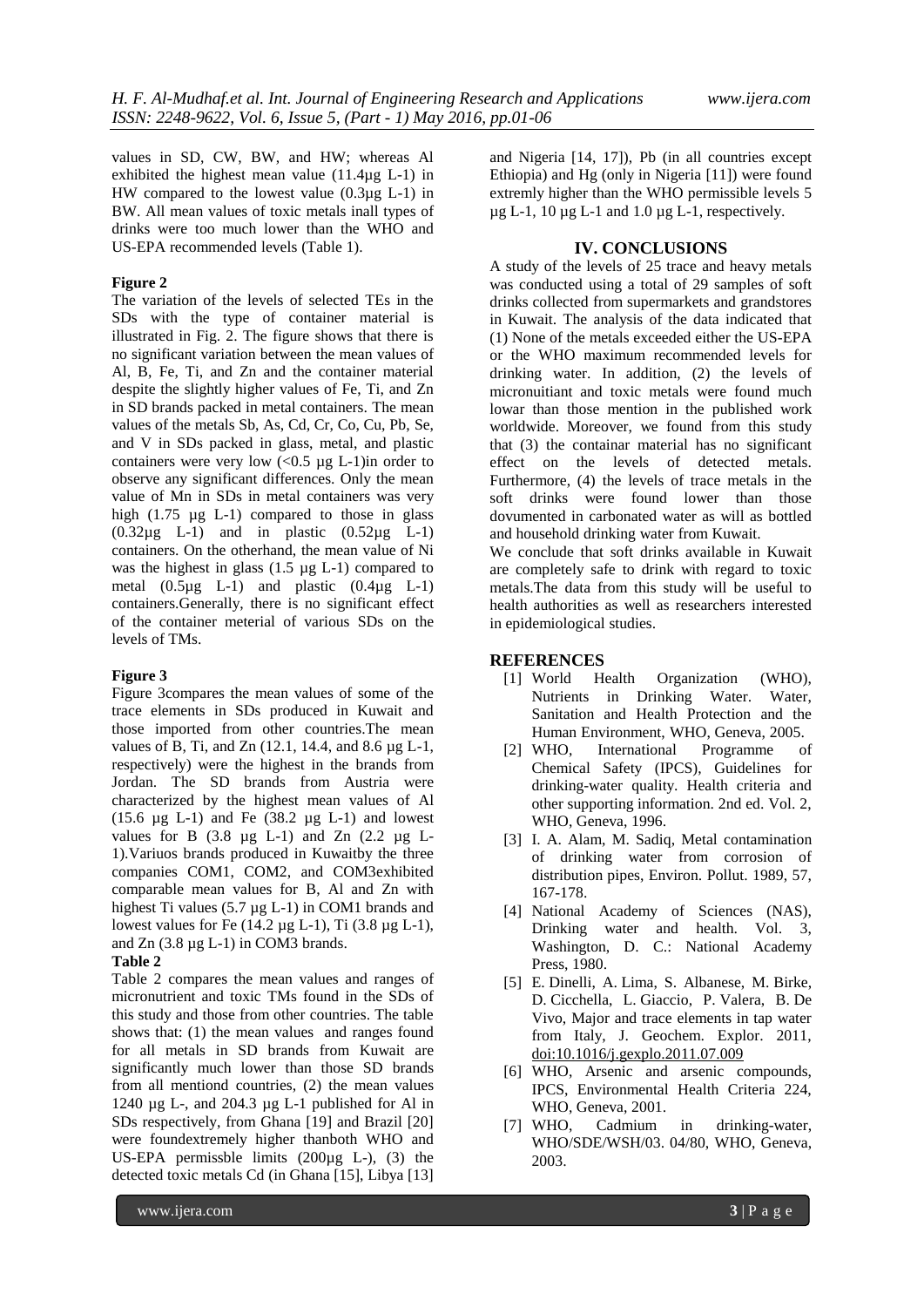values in SD, CW, BW, and HW; whereas Al exhibited the highest mean value (11.4µg L-1) in HW compared to the lowest value (0.3µg L-1) in BW. All mean values of toxic metals inall types of drinks were too much lower than the WHO and US-EPA recommended levels (Table 1).

**Figure 2**

The variation of the levels of selected TEs in the SDs with the type of container material is illustrated in Fig. 2. The figure shows that there is no significant variation between the mean values of Al, B, Fe, Ti, and Zn and the container material despite the slightly higher values of Fe, Ti, and Zn in SD brands packed in metal containers. The mean values of the metals Sb, As, Cd, Cr, Co, Cu, Pb, Se, and V in SDs packed in glass, metal, and plastic containers were very low (<0.5 µg L-1)in order to observe any significant differences. Only the mean value of Mn in SDs in metal containers was very high (1.75 µg L-1) compared to those in glass (0.32µg L-1) and in plastic (0.52µg L-1) containers. On the otherhand, the mean value of Ni was the highest in glass (1.5 µg L-1) compared to metal (0.5µg L-1) and plastic (0.4µg L-1) containers.Generally, there is no significant effect of the container meterial of various SDs on the levels of TMs.

**Figure 3**

Figure 3compares the mean values of some of the trace elements in SDs produced in Kuwait and those imported from other countries.The mean values of B, Ti, and Zn (12.1, 14.4, and 8.6 µg L-1, respectively) were the highest in the brands from Jordan. The SD brands from Austria were characterized by the highest mean values of Al (15.6 µg L-1) and Fe (38.2 µg L-1) and lowest values for B (3.8 µg L-1) and Zn (2.2 µg L-1).Variuos brands produced in Kuwaitby the three companies COM1, COM2, and COM3exhibited comparable mean values for B, Al and Zn with highest Ti values (5.7 µg L-1) in COM1 brands and lowest values for Fe (14.2 µg L-1), Ti (3.8 µg L-1), and Zn (3.8 µg L-1) in COM3 brands.

**Table 2**

Table 2 compares the mean values and ranges of micronutrient and toxic TMs found in the SDs of this study and those from other countries. The table shows that: (1) the mean values and ranges found for all metals in SD brands from Kuwait are significantly much lower than those SD brands from all mentiond countries, (2) the mean values 1240 µg L-, and 204.3 µg L-1 published for Al in SDs respectively, from Ghana [19] and Brazil [20] were foundextremely higher thanboth WHO and US-EPA permissble limits (200µg L-), (3) the detected toxic metals Cd (in Ghana [15], Libya [13] and Nigeria [14, 17]), Pb (in all countries except Ethiopia) and Hg (only in Nigeria [11]) were found extremly higher than the WHO permissible levels 5 µg L-1, 10 µg L-1 and 1.0 µg L-1, respectively.

## IV. CONCLUSIONS

A study of the levels of 25 trace and heavy metals was conducted using a total of 29 samples of soft drinks collected from supermarkets and grandstores in Kuwait. The analysis of the data indicated that (1) None of the metals exceeded either the US-EPA or the WHO maximum recommended levels for drinking water. In addition, (2) the levels of micronuitiant and toxic metals were found much lowar than those mention in the published work worldwide. Moreover, we found from this study that (3) the containar material has no significant effect on the levels of detected metals. Furthermore, (4) the levels of trace metals in the soft drinks were found lower than those dovumented in carbonated water as will as bottled and household drinking water from Kuwait.

We conclude that soft drinks available in Kuwait are completely safe to drink with regard to toxic metals.The data from this study will be useful to health authorities as well as researchers interested in epidemiological studies.

## REFERENCES

[1] World Health Organization (WHO), Nutrients in Drinking Water. Water, Sanitation and Health Protection and the Human Environment, WHO, Geneva, 2005.

[2] WHO, International Programme of Chemical Safety (IPCS), Guidelines for drinking-water quality. Health criteria and other supporting information. 2nd ed. Vol. 2, WHO, Geneva, 1996.

[3] I. A. Alam, M. Sadiq, Metal contamination of drinking water from corrosion of distribution pipes, Environ. Pollut. 1989, 57, 167-178.

[4] National Academy of Sciences (NAS), Drinking water and health. Vol. 3, Washington, D. C.: National Academy Press, 1980.

[5] E. Dinelli, A. Lima, S. Albanese, M. Birke, D. Cicchella, L. Giaccio, P. Valera, B. De Vivo, Major and trace elements in tap water from Italy, J. Geochem. Explor. 2011, doi:10.1016/j.gexplo.2011.07.009

[6] WHO, Arsenic and arsenic compounds, IPCS, Environmental Health Criteria 224, WHO, Geneva, 2001.

[7] WHO, Cadmium in drinking-water, WHO/SDE/WSH/03. 04/80, WHO, Geneva, 2003.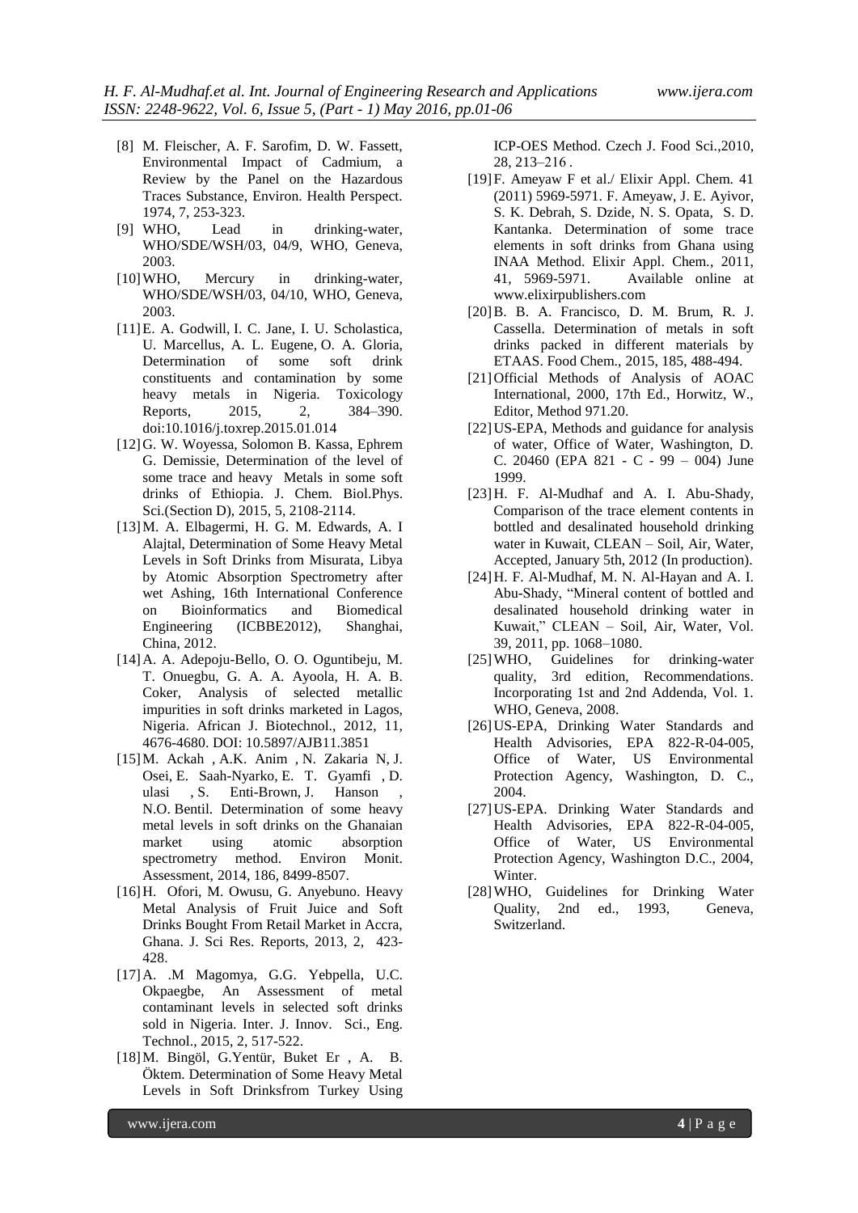[8] M. Fleischer, A. F. Sarofim, D. W. Fassett, Environmental Impact of Cadmium, a Review by the Panel on the Hazardous Traces Substance, Environ. Health Perspect. 1974, 7, 253-323.

[9] WHO, Lead in drinking-water, WHO/SDE/WSH/03, 04/9, WHO, Geneva, 2003.

[10] WHO, Mercury in drinking-water, WHO/SDE/WSH/03, 04/10, WHO, Geneva, 2003.

[11] E. A. Godwill, I. C. Jane, I. U. Scholastica, U. Marcellus, A. L. Eugene, O. A. Gloria, Determination of some soft drink constituents and contamination by some heavy metals in Nigeria. Toxicology Reports, 2015, 2, 384–390. doi:10.1016/j.toxrep.2015.01.014

[12] G. W. Woyessa, Solomon B. Kassa, Ephrem G. Demissie, Determination of the level of some trace and heavy Metals in some soft drinks of Ethiopia. J. Chem. Biol.Phys. Sci.(Section D), 2015, 5, 2108-2114.

[13] M. A. Elbagermi, H. G. M. Edwards, A. I Alajtal, Determination of Some Heavy Metal Levels in Soft Drinks from Misurata, Libya by Atomic Absorption Spectrometry after wet Ashing, 16th International Conference on Bioinformatics and Biomedical Engineering (ICBBE2012), Shanghai, China, 2012.

[14] A. A. Adepoju-Bello, O. O. Oguntibeju, M. T. Onuegbu, G. A. A. Ayoola, H. A. B. Coker, Analysis of selected metallic impurities in soft drinks marketed in Lagos, Nigeria. African J. Biotechnol., 2012, 11, 4676-4680. DOI: 10.5897/AJB11.3851

[15] M. Ackah , A.K. Anim , N. Zakaria N, J. Osei, E. Saah-Nyarko, E. T. Gyamfi , D. ulasi , S. Enti-Brown, J. Hanson , N.O. Bentil. Determination of some heavy metal levels in soft drinks on the Ghanaian market using atomic absorption spectrometry method. Environ Monit. Assessment, 2014, 186, 8499-8507.

[16] H. Ofori, M. Owusu, G. Anyebuno. Heavy Metal Analysis of Fruit Juice and Soft Drinks Bought From Retail Market in Accra, Ghana. J. Sci Res. Reports, 2013, 2, 423-428.

[17] A. .M Magomya, G.G. Yebpella, U.C. Okpaegbe, An Assessment of metal contaminant levels in selected soft drinks sold in Nigeria. Inter. J. Innov. Sci., Eng. Technol., 2015, 2, 517-522.

[18] M. Bingöl, G.Yentür, Buket Er , A. B. Öktem. Determination of Some Heavy Metal Levels in Soft Drinksfrom Turkey Using ICP-OES Method. Czech J. Food Sci.,2010, 28, 213–216 .

[19] F. Ameyaw F et al./ Elixir Appl. Chem. 41 (2011) 5969-5971. F. Ameyaw, J. E. Ayivor, S. K. Debrah, S. Dzide, N. S. Opata, S. D. Kantanka. Determination of some trace elements in soft drinks from Ghana using INAA Method. Elixir Appl. Chem., 2011, 41, 5969-5971. Available online at www.elixirpublishers.com

[20] B. B. A. Francisco, D. M. Brum, R. J. Cassella. Determination of metals in soft drinks packed in different materials by ETAAS. Food Chem., 2015, 185, 488-494.

[21] Official Methods of Analysis of AOAC International, 2000, 17th Ed., Horwitz, W., Editor, Method 971.20.

[22] US-EPA, Methods and guidance for analysis of water, Office of Water, Washington, D. C. 20460 (EPA 821 - C - 99 – 004) June 1999.

[23] H. F. Al-Mudhaf and A. I. Abu-Shady, Comparison of the trace element contents in bottled and desalinated household drinking water in Kuwait, CLEAN – Soil, Air, Water, Accepted, January 5th, 2012 (In production).

[24] H. F. Al-Mudhaf, M. N. Al-Hayan and A. I. Abu-Shady, "Mineral content of bottled and desalinated household drinking water in Kuwait," CLEAN – Soil, Air, Water, Vol. 39, 2011, pp. 1068–1080.

[25] WHO, Guidelines for drinking-water quality, 3rd edition, Recommendations. Incorporating 1st and 2nd Addenda, Vol. 1. WHO, Geneva, 2008.

[26] US-EPA, Drinking Water Standards and Health Advisories, EPA 822-R-04-005, Office of Water, US Environmental Protection Agency, Washington, D. C., 2004.

[27] US-EPA. Drinking Water Standards and Health Advisories, EPA 822-R-04-005, Office of Water, US Environmental Protection Agency, Washington D.C., 2004, Winter.

[28] WHO, Guidelines for Drinking Water Quality, 2nd ed., 1993, Geneva, Switzerland.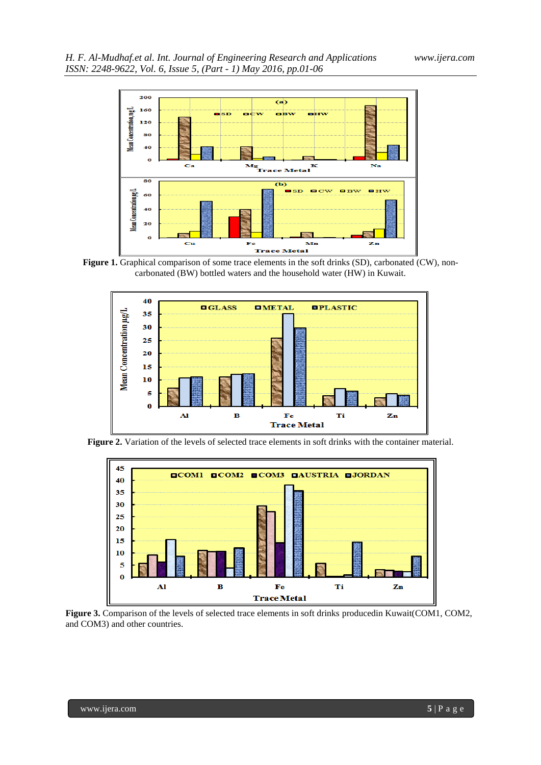**Figure 1.** Graphical comparison of some trace elements in the soft drinks (SD), carbonated (CW), non-carbonated (BW) bottled waters and the household water (HW) in Kuwait.

**Figure 2.** Variation of the levels of selected trace elements in soft drinks with the container material.

**Figure 3.** Comparison of the levels of selected trace elements in soft drinks producedin Kuwait(COM1, COM2, and COM3) and other countries.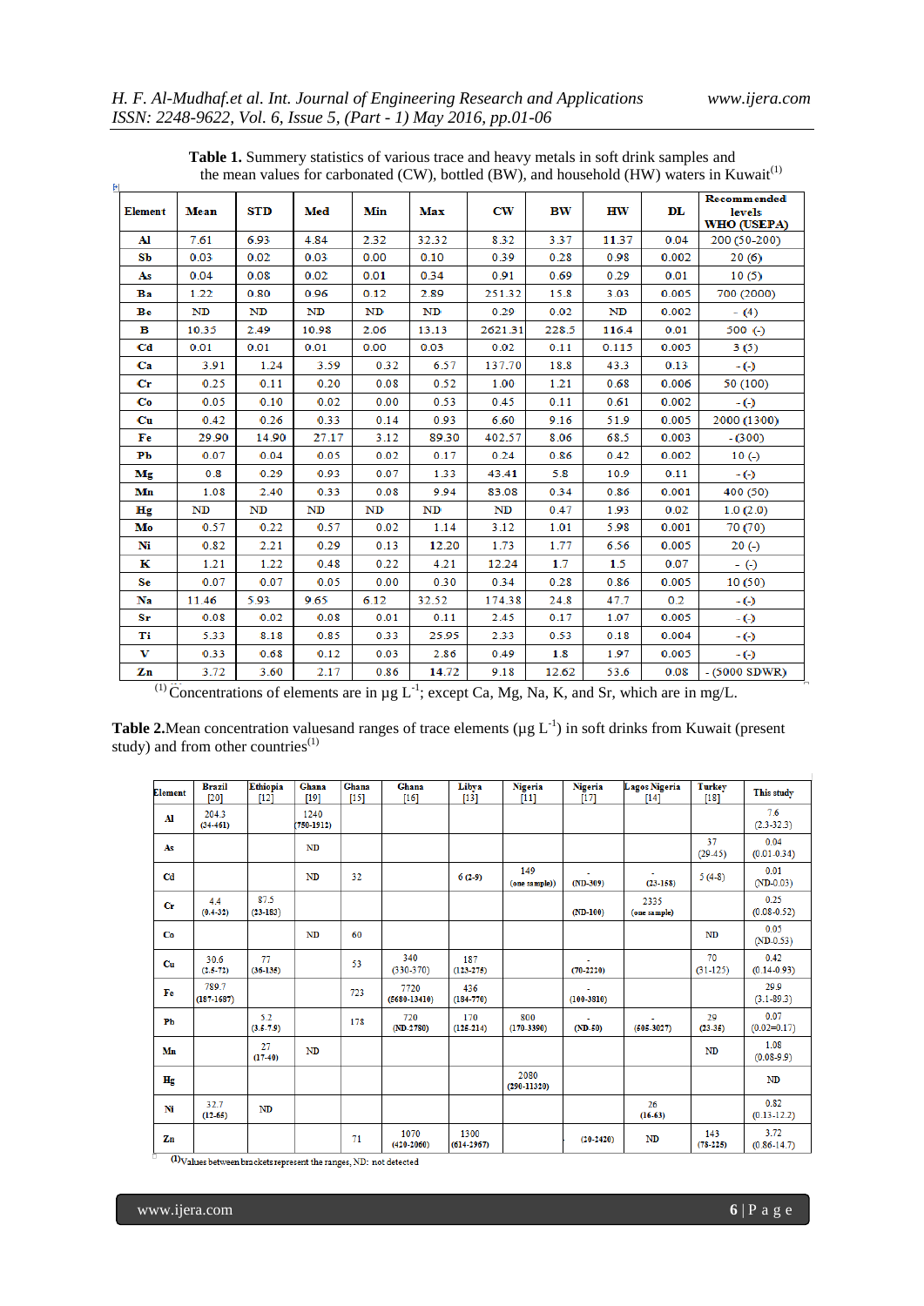**Table 1.** Summery statistics of various trace and heavy metals in soft drink samples and the mean values for carbonated (CW), bottled (BW), and household (HW) waters in Kuwait[1]

| Element | Mean | STD | Med | Min | Max | CW | BW | HW | DL | Recommended levels WHO (USEPA) |
|---|---|---|---|---|---|---|---|---|---|---|
| Al | 7.61 | 6.93 | 4.84 | 2.32 | 32.32 | 8.32 | 3.37 | 11.37 | 0.04 | 200 (50-200) |
| Sb | 0.03 | 0.02 | 0.03 | 0.00 | 0.10 | 0.39 | 0.28 | 0.98 | 0.002 | 20 (6) |
| As | 0.04 | 0.08 | 0.02 | 0.01 | 0.34 | 0.91 | 0.69 | 0.29 | 0.01 | 10 (5) |
| Ba | 1.22 | 0.80 | 0.96 | 0.12 | 2.89 | 251.32 | 15.8 | 3.03 | 0.005 | 700 (2000) |
| Be | ND | ND | ND | ND | ND | 0.29 | 0.02 | ND | 0.002 | - (4) |
| B | 10.35 | 2.49 | 10.98 | 2.06 | 13.13 | 2621.31 | 228.5 | 116.4 | 0.01 | 500 (-) |
| Cd | 0.01 | 0.01 | 0.01 | 0.00 | 0.03 | 0.02 | 0.11 | 0.115 | 0.005 | 3 (5) |
| Ca | 3.91 | 1.24 | 3.59 | 0.32 | 6.57 | 137.70 | 18.8 | 43.3 | 0.13 | - (-) |
| Cr | 0.25 | 0.11 | 0.20 | 0.08 | 0.52 | 1.00 | 1.21 | 0.68 | 0.006 | 50 (100) |
| Co | 0.05 | 0.10 | 0.02 | 0.00 | 0.53 | 0.45 | 0.11 | 0.61 | 0.002 | - (-) |
| Cu | 0.42 | 0.26 | 0.33 | 0.14 | 0.93 | 6.60 | 9.16 | 51.9 | 0.005 | 2000 (1300) |
| Fe | 29.90 | 14.90 | 27.17 | 3.12 | 89.30 | 402.57 | 8.06 | 68.5 | 0.003 | - (300) |
| Pb | 0.07 | 0.04 | 0.05 | 0.02 | 0.17 | 0.24 | 0.86 | 0.42 | 0.002 | 10 (-) |
| Mg | 0.8 | 0.29 | 0.93 | 0.07 | 1.33 | 43.41 | 5.8 | 10.9 | 0.11 | - (-) |
| Mn | 1.08 | 2.40 | 0.33 | 0.08 | 9.94 | 83.08 | 0.34 | 0.86 | 0.001 | 400 (50) |
| Hg | ND | ND | ND | ND | ND | ND | 0.47 | 1.93 | 0.02 | 1.0 (2.0) |
| Mo | 0.57 | 0.22 | 0.57 | 0.02 | 1.14 | 3.12 | 1.01 | 5.98 | 0.001 | 70 (70) |
| Ni | 0.82 | 2.21 | 0.29 | 0.13 | 12.20 | 1.73 | 1.77 | 6.56 | 0.005 | 20 (-) |
| K | 1.21 | 1.22 | 0.48 | 0.22 | 4.21 | 12.24 | 1.7 | 1.5 | 0.07 | - (-) |
| Se | 0.07 | 0.07 | 0.05 | 0.00 | 0.30 | 0.34 | 0.28 | 0.86 | 0.005 | 10 (50) |
| Na | 11.46 | 5.93 | 9.65 | 6.12 | 32.52 | 174.38 | 24.8 | 47.7 | 0.2 | - (-) |
| Sr | 0.08 | 0.02 | 0.08 | 0.01 | 0.11 | 2.45 | 0.17 | 1.07 | 0.005 | - (-) |
| Ti | 5.33 | 8.18 | 0.85 | 0.33 | 25.95 | 2.33 | 0.53 | 0.18 | 0.004 | - (-) |
| V | 0.33 | 0.68 | 0.12 | 0.03 | 2.86 | 0.49 | 1.8 | 1.97 | 0.005 | - (-) |
| Zn | 3.72 | 3.60 | 2.17 | 0.86 | 14.72 | 9.18 | 12.62 | 53.6 | 0.08 | - (5000 SDWR) |

(1) Concentrations of elements are in µg $L^{-1}$; except Ca, Mg, Na, K, and Sr, which are in mg/L.

**Table 2.** Mean concentration valuesand ranges of trace elements (µg $L^{-1}$) in soft drinks from Kuwait (present study) and from other countries[1]

| Element | Brazil [20] | Ethiopia [12] | Ghana [19] | Ghana [15] | Ghana [16] | Libya [13] | Nigeria [11] | Nigeria [17] | Lagos Nigeria [14] | Turkey [18] | This study |
|---|---|---|---|---|---|---|---|---|---|---|---|
| Al | 204.3 (34-461) | | 1240 (750-1912) | | | | | | | | 7.6 (2.3-32.3) |
| As | | | ND | | | | | | | 37 (29-45) | 0.04 (0.01-0.34) |
| Cd | | | ND | 32 | | 6 (2-9) | 149 (one sample) | - (ND-309) | - (23-158) | 5 (4-8) | 0.01 (ND-0.03) |
| Cr | 4.4 (0.4-32) | 87.5 (23-183) | | | | | | (ND-100) | 2335 (one sample) | | 0.25 (0.08-0.52) |
| Co | | | ND | 60 | | | | | | ND | 0.05 (ND-0.53) |
| Cu | 30.6 (2.5-72) | 77 (36-136) | | 53 | 340 (330-370) | 187 (123-275) | | - (70-2220) | | 70 (31-125) | 0.42 (0.14-0.93) |
| Fe | 789.7 (187-1687) | | | 723 | 7720 (5680-13410) | 436 (184-770) | | - (100-3810) | | | 29.9 (3.1-89.3) |
| Pb | | 5.2 (3.5-7.9) | | 178 | 720 (ND-2780) | 170 (125-214) | 800 (170-3390) | - (ND-50) | - (505-3027) | 29 (23-35) | 0.07 (0.02=0.17) |
| Mn | | 27 (17-40) | ND | | | | | | | ND | 1.08 (0.08-9.9) |
| Hg | | | | | | | 2080 (290-11320) | | | | ND |
| Ni | 32.7 (12-65) | ND | | | | | | | 26 (16-63) | | 0.82 (0.13-12.2) |
| Zn | | | | 71 | 1070 (420-2060) | 1300 (614-2967) | | (20-2420) | ND | 143 (78-225) | 3.72 (0.86-14.7) |

(1) Values between brackets represent the ranges, ND: not detected